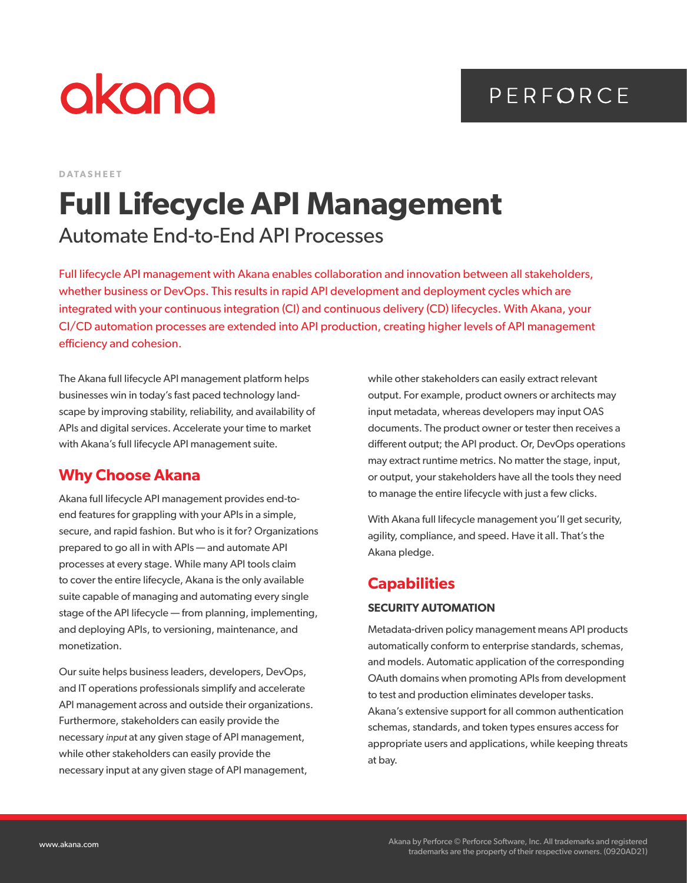akana

PERFORCE

DATASHEET

# Full Lifecycle API Management

## Automate End-to-End API Processes

Full lifecycle API management with Akana enables collaboration and innovation between all stakeholders, whether business or DevOps. This results in rapid API development and deployment cycles which are integrated with your continuous integration (CI) and continuous delivery (CD) lifecycles. With Akana, your CI/CD automation processes are extended into API production, creating higher levels of API management efficiency and cohesion.

The Akana full lifecycle API management platform helps businesses win in today's fast paced technology landscape by improving stability, reliability, and availability of APIs and digital services. Accelerate your time to market with Akana's full lifecycle API management suite.

## Why Choose Akana

Akana full lifecycle API management provides end-to-end features for grappling with your APIs in a simple, secure, and rapid fashion. But who is it for? Organizations prepared to go all in with APIs — and automate API processes at every stage. While many API tools claim to cover the entire lifecycle, Akana is the only available suite capable of managing and automating every single stage of the API lifecycle — from planning, implementing, and deploying APIs, to versioning, maintenance, and monetization.

Our suite helps business leaders, developers, DevOps, and IT operations professionals simplify and accelerate API management across and outside their organizations. Furthermore, stakeholders can easily provide the necessary *input* at any given stage of API management, while other stakeholders can easily provide the necessary input at any given stage of API management, while other stakeholders can easily extract relevant output. For example, product owners or architects may input metadata, whereas developers may input OAS documents. The product owner or tester then receives a different output; the API product. Or, DevOps operations may extract runtime metrics. No matter the stage, input, or output, your stakeholders have all the tools they need to manage the entire lifecycle with just a few clicks.

With Akana full lifecycle management you'll get security, agility, compliance, and speed. Have it all. That's the Akana pledge.

## Capabilities

### SECURITY AUTOMATION

Metadata-driven policy management means API products automatically conform to enterprise standards, schemas, and models. Automatic application of the corresponding OAuth domains when promoting APIs from development to test and production eliminates developer tasks. Akana's extensive support for all common authentication schemas, standards, and token types ensures access for appropriate users and applications, while keeping threats at bay.

www.akana.com

Akana by Perforce © Perforce Software, Inc. All trademarks and registered trademarks are the property of their respective owners. (0920AD21)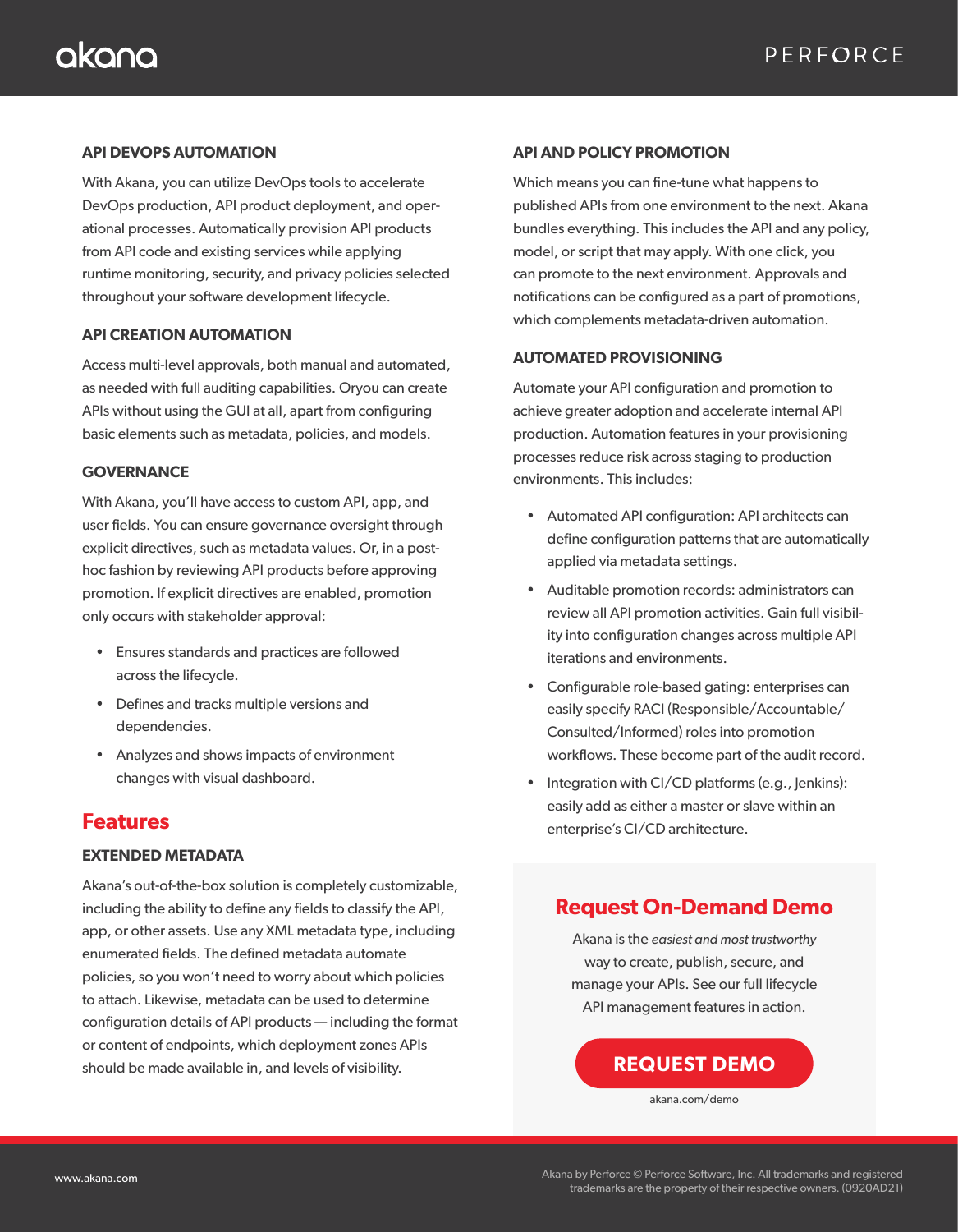### API DEVOPS AUTOMATION

With Akana, you can utilize DevOps tools to accelerate DevOps production, API product deployment, and operational processes. Automatically provision API products from API code and existing services while applying runtime monitoring, security, and privacy policies selected throughout your software development lifecycle.

### API CREATION AUTOMATION

Access multi-level approvals, both manual and automated, as needed with full auditing capabilities. Oryou can create APIs without using the GUI at all, apart from configuring basic elements such as metadata, policies, and models.

### GOVERNANCE

With Akana, you'll have access to custom API, app, and user fields. You can ensure governance oversight through explicit directives, such as metadata values. Or, in a post-hoc fashion by reviewing API products before approving promotion. If explicit directives are enabled, promotion only occurs with stakeholder approval:

- Ensures standards and practices are followed across the lifecycle.
- Defines and tracks multiple versions and dependencies.
- Analyzes and shows impacts of environment changes with visual dashboard.

## Features

### EXTENDED METADATA

Akana's out-of-the-box solution is completely customizable, including the ability to define any fields to classify the API, app, or other assets. Use any XML metadata type, including enumerated fields. The defined metadata automate policies, so you won't need to worry about which policies to attach. Likewise, metadata can be used to determine configuration details of API products — including the format or content of endpoints, which deployment zones APIs should be made available in, and levels of visibility.

### API AND POLICY PROMOTION

Which means you can fine-tune what happens to published APIs from one environment to the next. Akana bundles everything. This includes the API and any policy, model, or script that may apply. With one click, you can promote to the next environment. Approvals and notifications can be configured as a part of promotions, which complements metadata-driven automation.

### AUTOMATED PROVISIONING

Automate your API configuration and promotion to achieve greater adoption and accelerate internal API production. Automation features in your provisioning processes reduce risk across staging to production environments. This includes:

- Automated API configuration: API architects can define configuration patterns that are automatically applied via metadata settings.
- Auditable promotion records: administrators can review all API promotion activities. Gain full visibility into configuration changes across multiple API iterations and environments.
- Configurable role-based gating: enterprises can easily specify RACI (Responsible/Accountable/Consulted/Informed) roles into promotion workflows. These become part of the audit record.
- Integration with CI/CD platforms (e.g., Jenkins): easily add as either a master or slave within an enterprise's CI/CD architecture.

## Request On-Demand Demo

Akana is the *easiest and most trustworthy* way to create, publish, secure, and manage your APIs. See our full lifecycle API management features in action.

**REQUEST DEMO**

akana.com/demo

www.akana.com

Akana by Perforce © Perforce Software, Inc. All trademarks and registered trademarks are the property of their respective owners. (0920AD21)